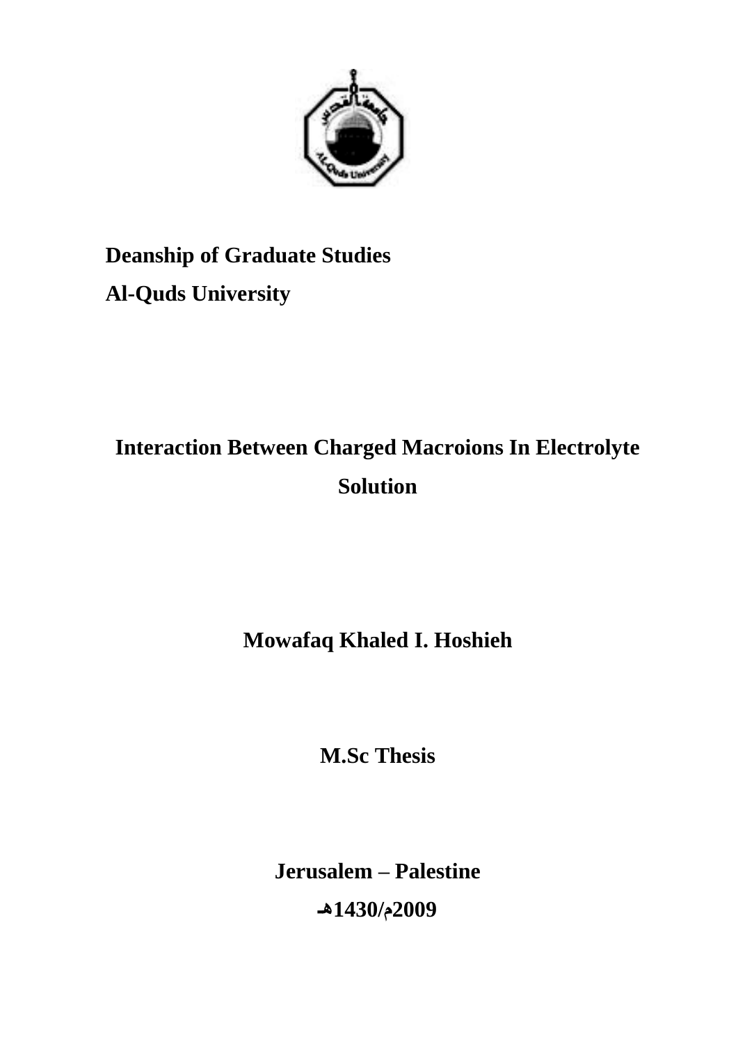**Deanship of Graduate Studies**

**Al-Quds University**

# Interaction Between Charged Macroions In Electrolyte Solution

**Mowafaq Khaled I. Hoshieh**

**M.Sc Thesis**

**Jerusalem – Palestine**

**1430هـ/2009م**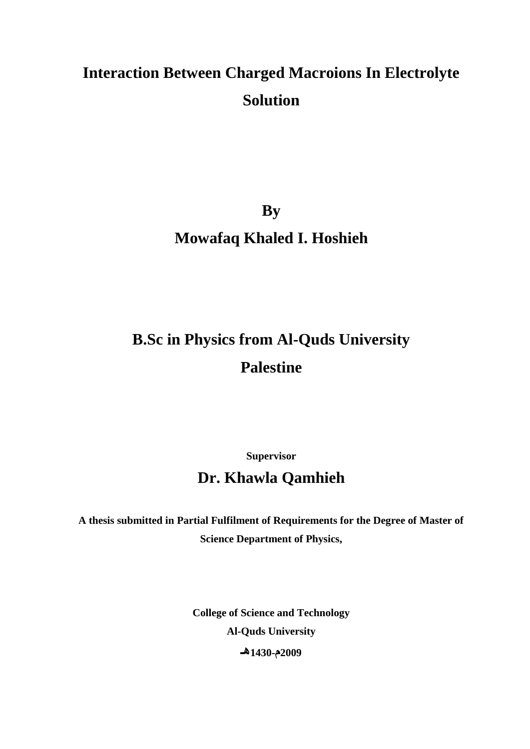# Interaction Between Charged Macroions In Electrolyte Solution

**By**

**Mowafaq Khaled I. Hoshieh**

**B.Sc in Physics from Al-Quds University**

**Palestine**

**Supervisor**

**Dr. Khawla Qamhieh**

**A thesis submitted in Partial Fulfilment of Requirements for the Degree of Master of Science Department of Physics,**

**College of Science and Technology**

**Al-Quds University**

**2009م-1430هـ**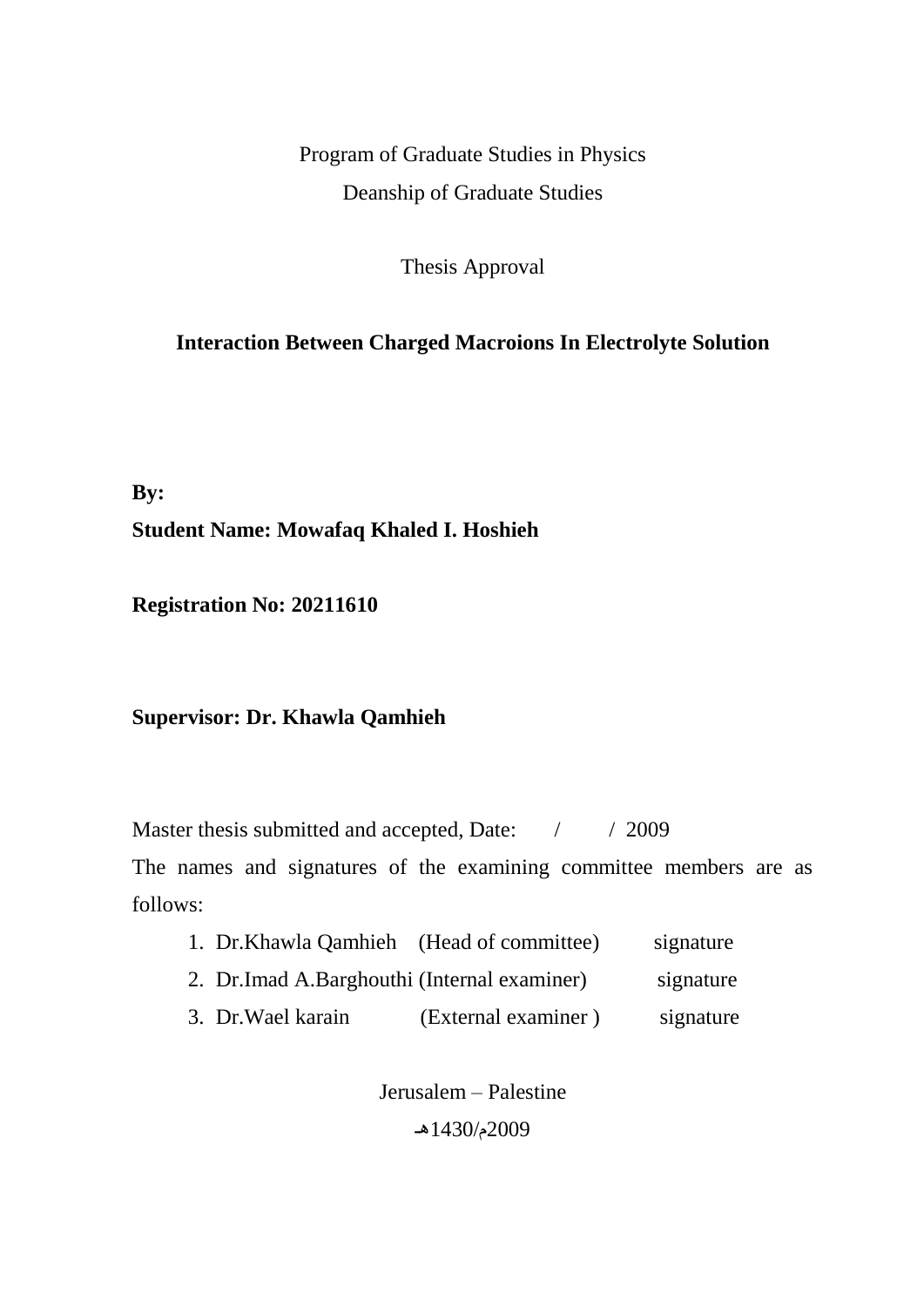Program of Graduate Studies in Physics

Deanship of Graduate Studies

Thesis Approval

**Interaction Between Charged Macroions In Electrolyte Solution**

**By:**

**Student Name: Mowafaq Khaled I. Hoshieh**

**Registration No: 20211610**

**Supervisor: Dr. Khawla Qamhieh**

Master thesis submitted and accepted, Date: / / 2009

The names and signatures of the examining committee members are as follows:

1. Dr.Khawla Qamhieh (Head of committee) signature
2. Dr.Imad A.Barghouthi (Internal examiner) signature
3. Dr.Wael karain (External examiner ) signature

Jerusalem – Palestine

1430هـ/2009م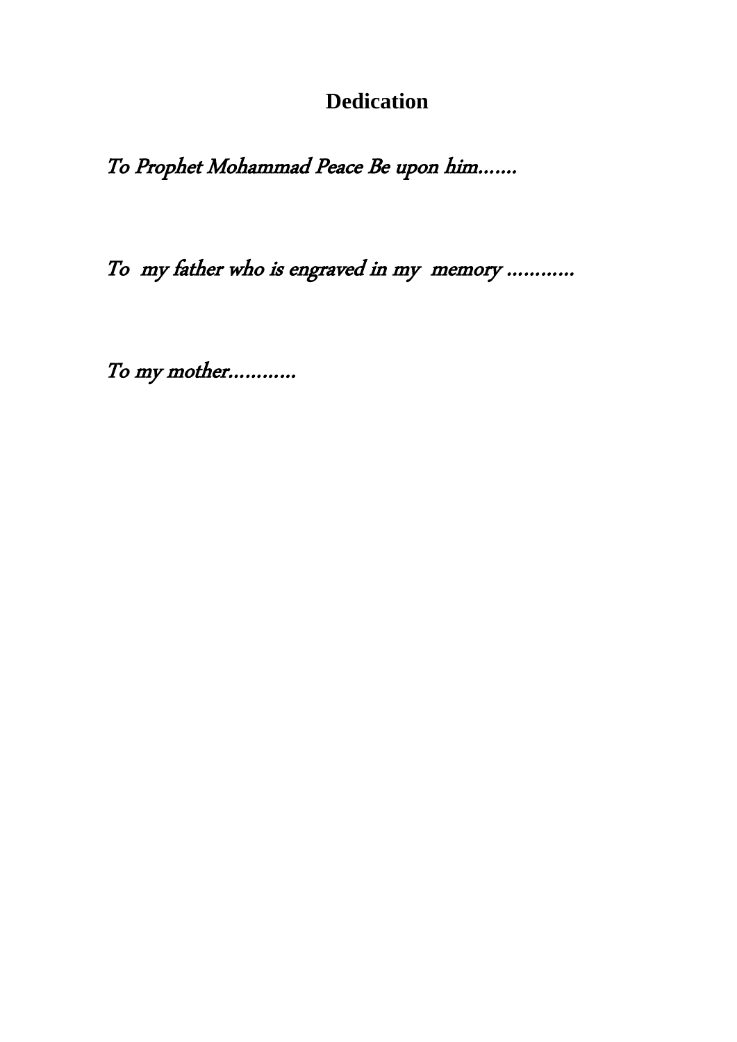# Dedication

*To Prophet Mohammad Peace Be upon him.......*

*To  my father who is engraved in my  memory ............*

*To my mother............*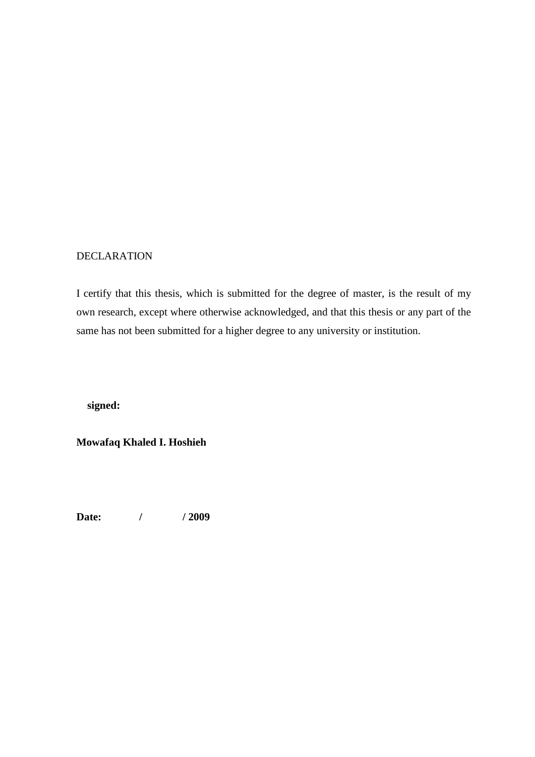DECLARATION

I certify that this thesis, which is submitted for the degree of master, is the result of my own research, except where otherwise acknowledged, and that this thesis or any part of the same has not been submitted for a higher degree to any university or institution.

**signed:**

**Mowafaq Khaled I. Hoshieh**

**Date: / / 2009**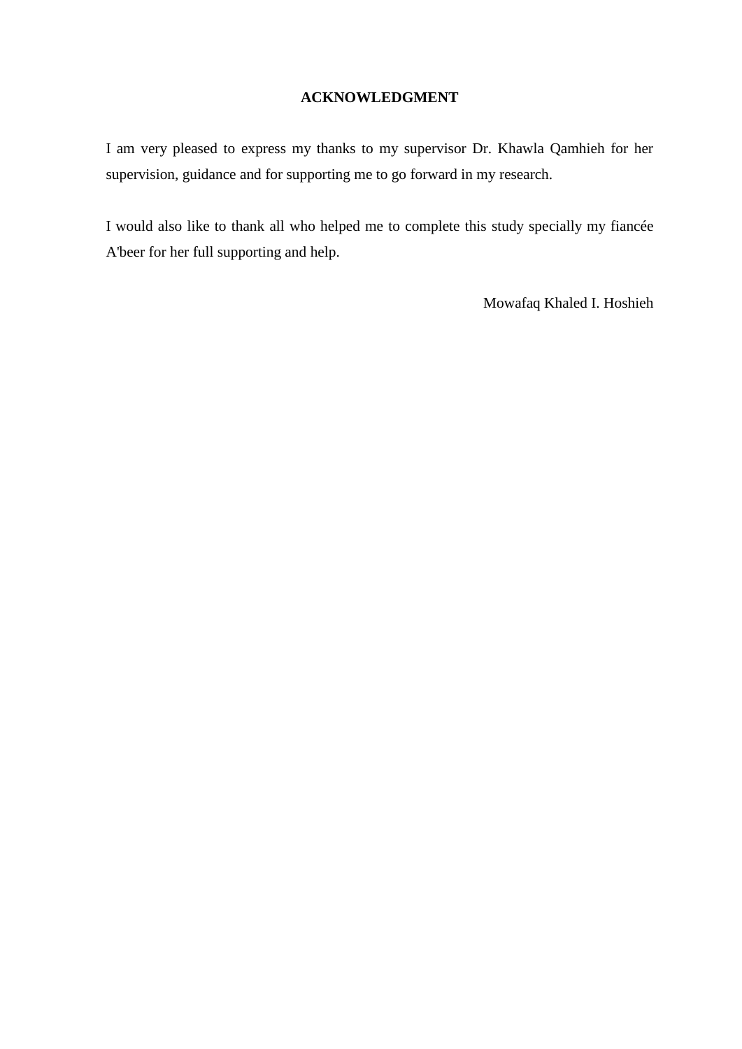# ACKNOWLEDGMENT

I am very pleased to express my thanks to my supervisor Dr. Khawla Qamhieh for her supervision, guidance and for supporting me to go forward in my research.

I would also like to thank all who helped me to complete this study specially my fiancée A'beer for her full supporting and help.

Mowafaq Khaled I. Hoshieh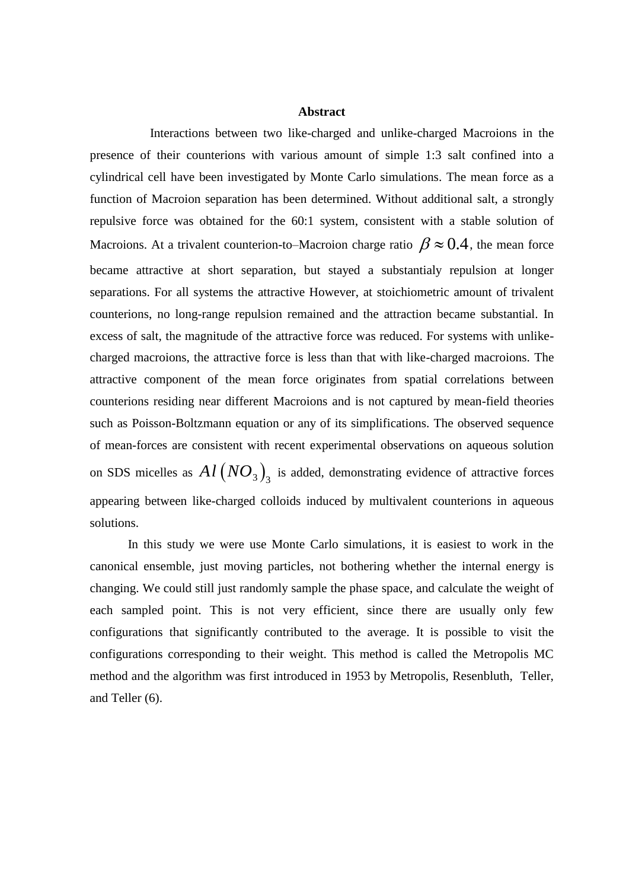**Abstract**

Interactions between two like-charged and unlike-charged Macroions in the presence of their counterions with various amount of simple 1:3 salt confined into a cylindrical cell have been investigated by Monte Carlo simulations. The mean force as a function of Macroion separation has been determined. Without additional salt, a strongly repulsive force was obtained for the 60:1 system, consistent with a stable solution of Macroions. At a trivalent counterion-to–Macroion charge ratio $\beta \approx 0.4$, the mean force became attractive at short separation, but stayed a substantialy repulsion at longer separations. For all systems the attractive However, at stoichiometric amount of trivalent counterions, no long-range repulsion remained and the attraction became substantial. In excess of salt, the magnitude of the attractive force was reduced. For systems with unlike-charged macroions, the attractive force is less than that with like-charged macroions. The attractive component of the mean force originates from spatial correlations between counterions residing near different Macroions and is not captured by mean-field theories such as Poisson-Boltzmann equation or any of its simplifications. The observed sequence of mean-forces are consistent with recent experimental observations on aqueous solution on SDS micelles as $Al\left(NO_3\right)_3$ is added, demonstrating evidence of attractive forces appearing between like-charged colloids induced by multivalent counterions in aqueous solutions.

In this study we were use Monte Carlo simulations, it is easiest to work in the canonical ensemble, just moving particles, not bothering whether the internal energy is changing. We could still just randomly sample the phase space, and calculate the weight of each sampled point. This is not very efficient, since there are usually only few configurations that significantly contributed to the average. It is possible to visit the configurations corresponding to their weight. This method is called the Metropolis MC method and the algorithm was first introduced in 1953 by Metropolis, Resenbluth, Teller, and Teller (6).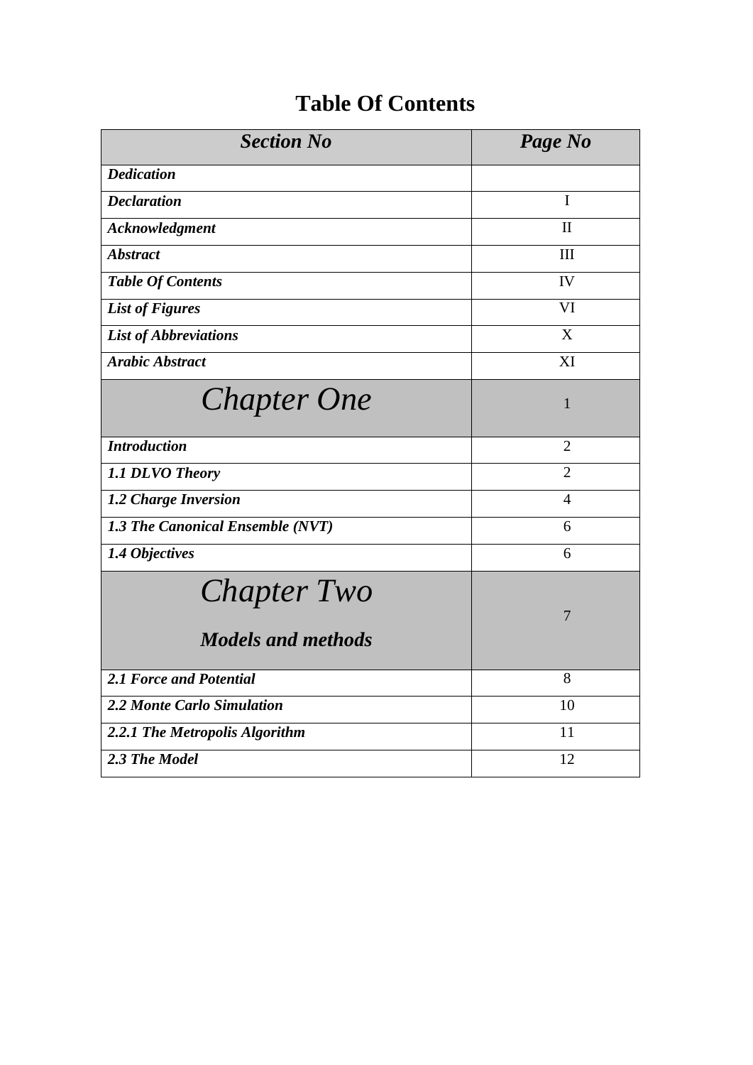# Table Of Contents

| ***Section No*** | ***Page No*** |
|---|---|
| ***Dedication*** | |
| ***Declaration*** | I |
| ***Acknowledgment*** | II |
| ***Abstract*** | III |
| ***Table Of Contents*** | IV |
| ***List of Figures*** | VI |
| ***List of Abbreviations*** | X |
| ***Arabic Abstract*** | XI |
| *Chapter One* | 1 |
| ***Introduction*** | 2 |
| ***1.1 DLVO Theory*** | 2 |
| ***1.2 Charge Inversion*** | 4 |
| ***1.3 The Canonical Ensemble (NVT)*** | 6 |
| ***1.4 Objectives*** | 6 |
| *Chapter Two* ***Models and methods*** | 7 |
| ***2.1 Force and Potential*** | 8 |
| ***2.2 Monte Carlo Simulation*** | 10 |
| ***2.2.1 The Metropolis Algorithm*** | 11 |
| ***2.3 The Model*** | 12 |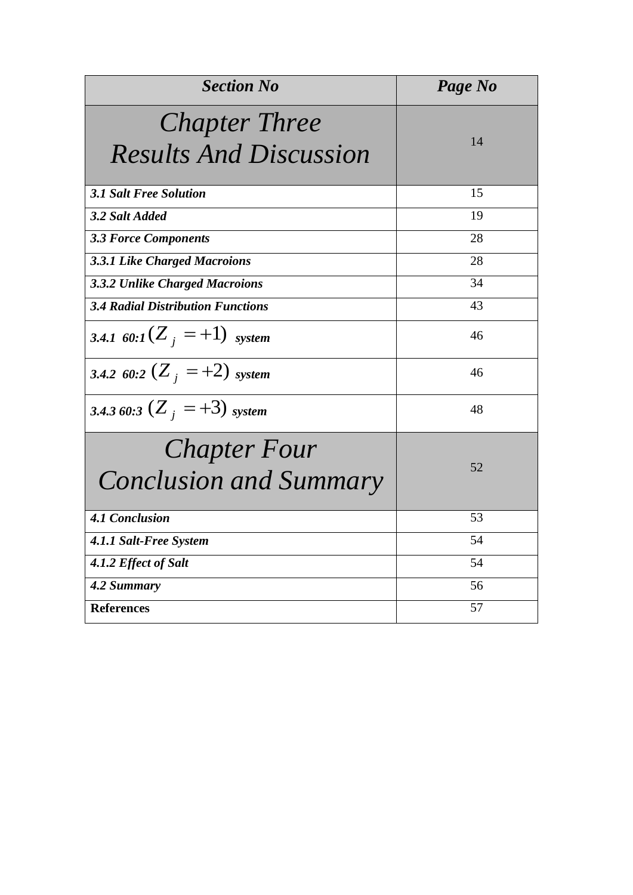| ***Section No*** | ***Page No*** |
|---|---|
| *Chapter Three Results And Discussion* | 14 |
| ***3.1 Salt Free Solution*** | 15 |
| ***3.2 Salt Added*** | 19 |
| ***3.3 Force Components*** | 28 |
| ***3.3.1 Like Charged Macroions*** | 28 |
| ***3.3.2 Unlike Charged Macroions*** | 34 |
| ***3.4 Radial Distribution Functions*** | 43 |
| ***3.4.1 60:1*** $(Z_j = +1)$ ***system*** | 46 |
| ***3.4.2 60:2*** $(Z_j = +2)$ ***system*** | 46 |
| ***3.4.3 60:3*** $(Z_j = +3)$ ***system*** | 48 |
| *Chapter Four Conclusion and Summary* | 52 |
| ***4.1 Conclusion*** | 53 |
| ***4.1.1 Salt-Free System*** | 54 |
| ***4.1.2 Effect of Salt*** | 54 |
| ***4.2 Summary*** | 56 |
| **References** | 57 |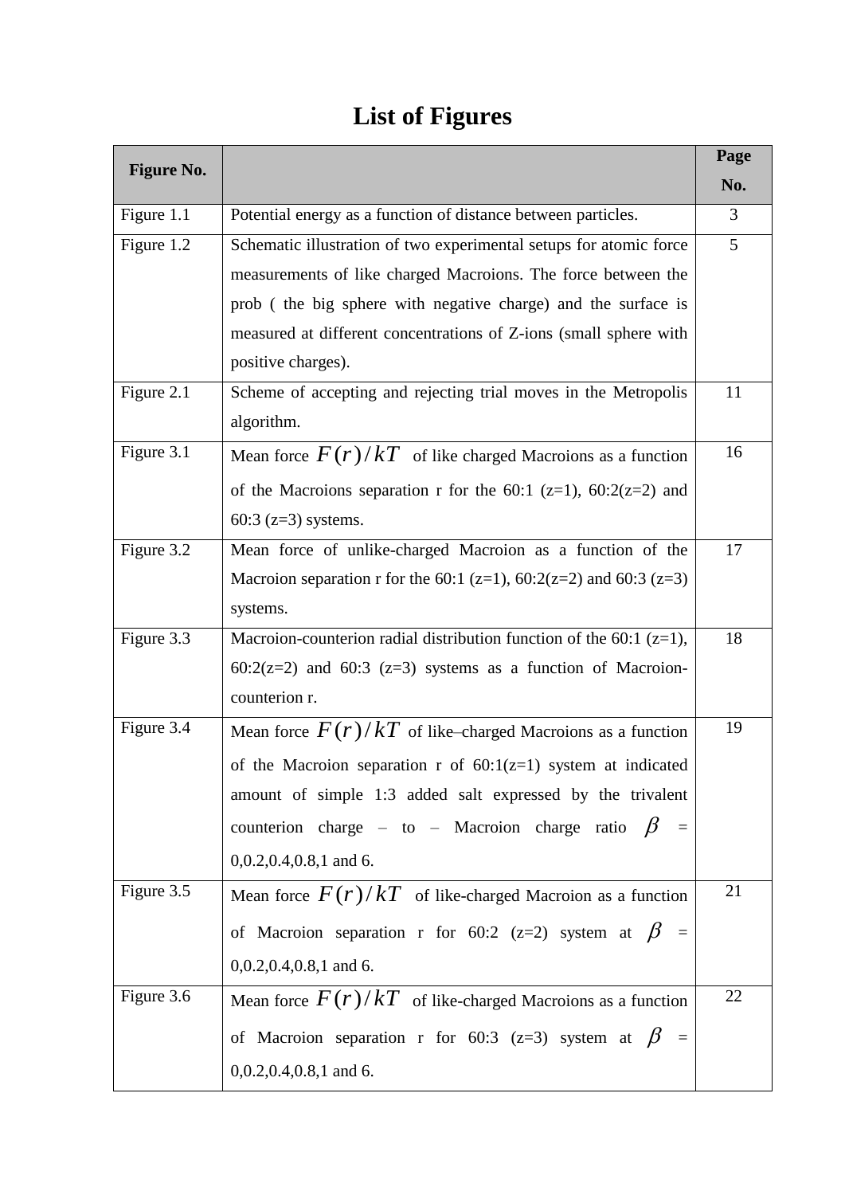# List of Figures

| Figure No. | | Page No. |
|---|---|---|
| Figure 1.1 | Potential energy as a function of distance between particles. | 3 |
| Figure 1.2 | Schematic illustration of two experimental setups for atomic force measurements of like charged Macroions. The force between the prob ( the big sphere with negative charge) and the surface is measured at different concentrations of Z-ions (small sphere with positive charges). | 5 |
| Figure 2.1 | Scheme of accepting and rejecting trial moves in the Metropolis algorithm. | 11 |
| Figure 3.1 | Mean force $F(r)/kT$ of like charged Macroions as a function of the Macroions separation r for the 60:1 (z=1), 60:2(z=2) and 60:3 (z=3) systems. | 16 |
| Figure 3.2 | Mean force of unlike-charged Macroion as a function of the Macroion separation r for the 60:1 (z=1), 60:2(z=2) and 60:3 (z=3) systems. | 17 |
| Figure 3.3 | Macroion-counterion radial distribution function of the 60:1 (z=1), 60:2(z=2) and 60:3 (z=3) systems as a function of Macroion-counterion r. | 18 |
| Figure 3.4 | Mean force $F(r)/kT$ of like–charged Macroions as a function of the Macroion separation r of 60:1(z=1) system at indicated amount of simple 1:3 added salt expressed by the trivalent counterion charge – to – Macroion charge ratio $\beta$ = 0,0.2,0.4,0.8,1 and 6. | 19 |
| Figure 3.5 | Mean force $F(r)/kT$ of like-charged Macroion as a function of Macroion separation r for 60:2 (z=2) system at $\beta$ = 0,0.2,0.4,0.8,1 and 6. | 21 |
| Figure 3.6 | Mean force $F(r)/kT$ of like-charged Macroions as a function of Macroion separation r for 60:3 (z=3) system at $\beta$ = 0,0.2,0.4,0.8,1 and 6. | 22 |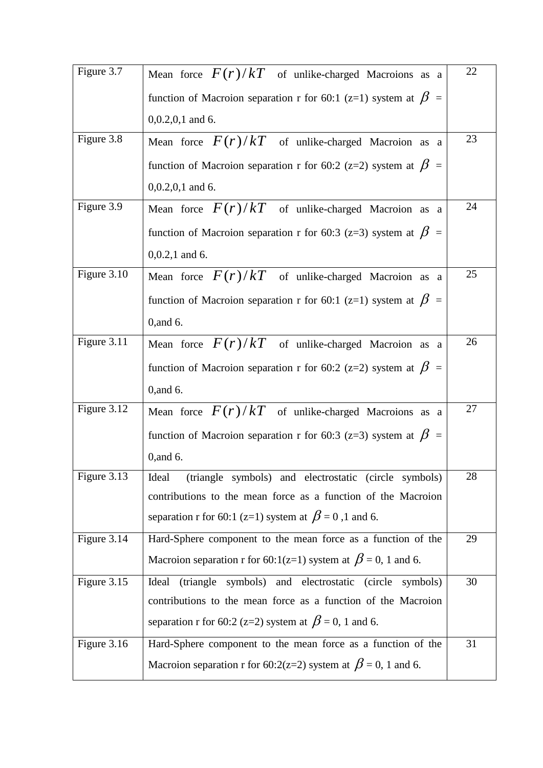| | | |
|---|---|---|
| Figure 3.7 | Mean force $F(r)/kT$ of unlike-charged Macroions as a function of Macroion separation r for 60:1 (z=1) system at $\beta$ = 0,0.2,0,1 and 6. | 22 |
| Figure 3.8 | Mean force $F(r)/kT$ of unlike-charged Macroion as a function of Macroion separation r for 60:2 (z=2) system at $\beta$ = 0,0.2,0,1 and 6. | 23 |
| Figure 3.9 | Mean force $F(r)/kT$ of unlike-charged Macroion as a function of Macroion separation r for 60:3 (z=3) system at $\beta$ = 0,0.2,1 and 6. | 24 |
| Figure 3.10 | Mean force $F(r)/kT$ of unlike-charged Macroion as a function of Macroion separation r for 60:1 (z=1) system at $\beta$ = 0,and 6. | 25 |
| Figure 3.11 | Mean force $F(r)/kT$ of unlike-charged Macroion as a function of Macroion separation r for 60:2 (z=2) system at $\beta$ = 0,and 6. | 26 |
| Figure 3.12 | Mean force $F(r)/kT$ of unlike-charged Macroions as a function of Macroion separation r for 60:3 (z=3) system at $\beta$ = 0,and 6. | 27 |
| Figure 3.13 | Ideal (triangle symbols) and electrostatic (circle symbols) contributions to the mean force as a function of the Macroion separation r for 60:1 (z=1) system at $\beta$ = 0 ,1 and 6. | 28 |
| Figure 3.14 | Hard-Sphere component to the mean force as a function of the Macroion separation r for 60:1(z=1) system at $\beta$ = 0, 1 and 6. | 29 |
| Figure 3.15 | Ideal (triangle symbols) and electrostatic (circle symbols) contributions to the mean force as a function of the Macroion separation r for 60:2 (z=2) system at $\beta$ = 0, 1 and 6. | 30 |
| Figure 3.16 | Hard-Sphere component to the mean force as a function of the Macroion separation r for 60:2(z=2) system at $\beta$ = 0, 1 and 6. | 31 |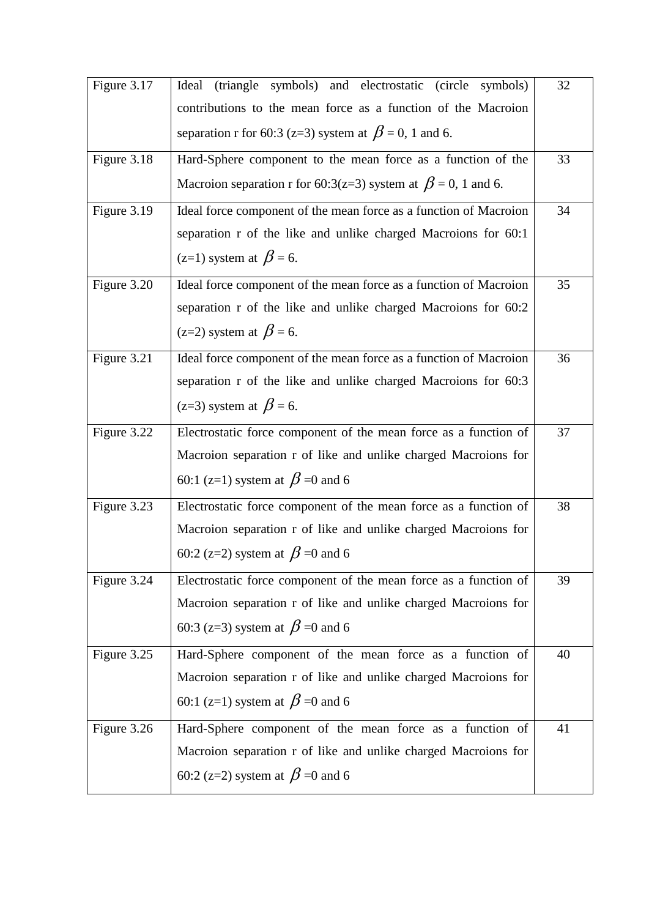| | | |
|---|---|---|
| Figure 3.17 | Ideal (triangle symbols) and electrostatic (circle symbols) contributions to the mean force as a function of the Macroion separation r for 60:3 (z=3) system at $\beta$ = 0, 1 and 6. | 32 |
| Figure 3.18 | Hard-Sphere component to the mean force as a function of the Macroion separation r for 60:3(z=3) system at $\beta$ = 0, 1 and 6. | 33 |
| Figure 3.19 | Ideal force component of the mean force as a function of Macroion separation r of the like and unlike charged Macroions for 60:1 (z=1) system at $\beta$ = 6. | 34 |
| Figure 3.20 | Ideal force component of the mean force as a function of Macroion separation r of the like and unlike charged Macroions for 60:2 (z=2) system at $\beta$ = 6. | 35 |
| Figure 3.21 | Ideal force component of the mean force as a function of Macroion separation r of the like and unlike charged Macroions for 60:3 (z=3) system at $\beta$ = 6. | 36 |
| Figure 3.22 | Electrostatic force component of the mean force as a function of Macroion separation r of like and unlike charged Macroions for 60:1 (z=1) system at $\beta$ =0 and 6 | 37 |
| Figure 3.23 | Electrostatic force component of the mean force as a function of Macroion separation r of like and unlike charged Macroions for 60:2 (z=2) system at $\beta$ =0 and 6 | 38 |
| Figure 3.24 | Electrostatic force component of the mean force as a function of Macroion separation r of like and unlike charged Macroions for 60:3 (z=3) system at $\beta$ =0 and 6 | 39 |
| Figure 3.25 | Hard-Sphere component of the mean force as a function of Macroion separation r of like and unlike charged Macroions for 60:1 (z=1) system at $\beta$ =0 and 6 | 40 |
| Figure 3.26 | Hard-Sphere component of the mean force as a function of Macroion separation r of like and unlike charged Macroions for 60:2 (z=2) system at $\beta$ =0 and 6 | 41 |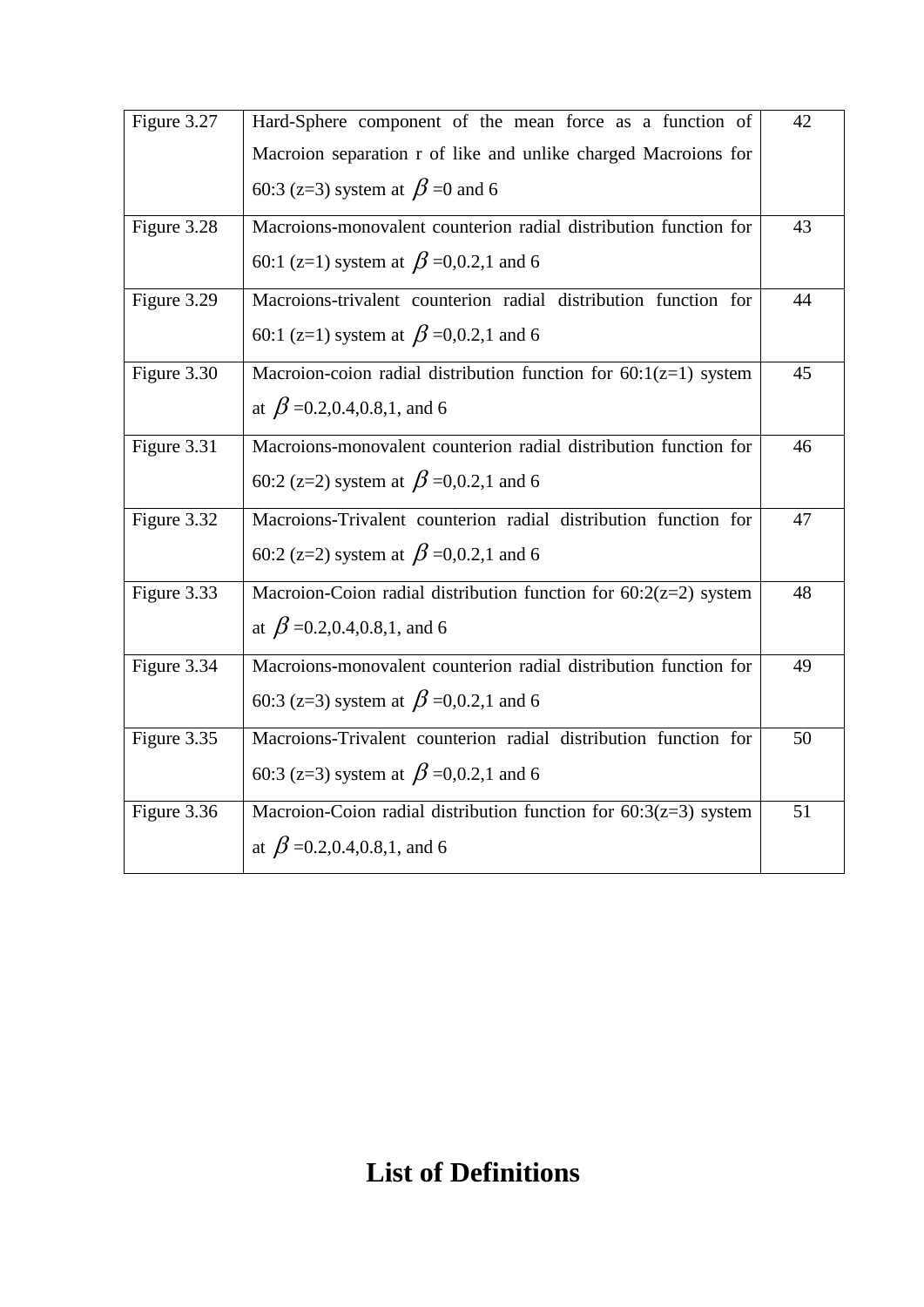| | | |
|---|---|---|
| Figure 3.27 | Hard-Sphere component of the mean force as a function of Macroion separation r of like and unlike charged Macroions for 60:3 (z=3) system at $\beta$ =0 and 6 | 42 |
| Figure 3.28 | Macroions-monovalent counterion radial distribution function for 60:1 (z=1) system at $\beta$ =0,0.2,1 and 6 | 43 |
| Figure 3.29 | Macroions-trivalent counterion radial distribution function for 60:1 (z=1) system at $\beta$ =0,0.2,1 and 6 | 44 |
| Figure 3.30 | Macroion-coion radial distribution function for 60:1(z=1) system at $\beta$ =0.2,0.4,0.8,1, and 6 | 45 |
| Figure 3.31 | Macroions-monovalent counterion radial distribution function for 60:2 (z=2) system at $\beta$ =0,0.2,1 and 6 | 46 |
| Figure 3.32 | Macroions-Trivalent counterion radial distribution function for 60:2 (z=2) system at $\beta$ =0,0.2,1 and 6 | 47 |
| Figure 3.33 | Macroion-Coion radial distribution function for 60:2(z=2) system at $\beta$ =0.2,0.4,0.8,1, and 6 | 48 |
| Figure 3.34 | Macroions-monovalent counterion radial distribution function for 60:3 (z=3) system at $\beta$ =0,0.2,1 and 6 | 49 |
| Figure 3.35 | Macroions-Trivalent counterion radial distribution function for 60:3 (z=3) system at $\beta$ =0,0.2,1 and 6 | 50 |
| Figure 3.36 | Macroion-Coion radial distribution function for 60:3(z=3) system at $\beta$ =0.2,0.4,0.8,1, and 6 | 51 |

# List of Definitions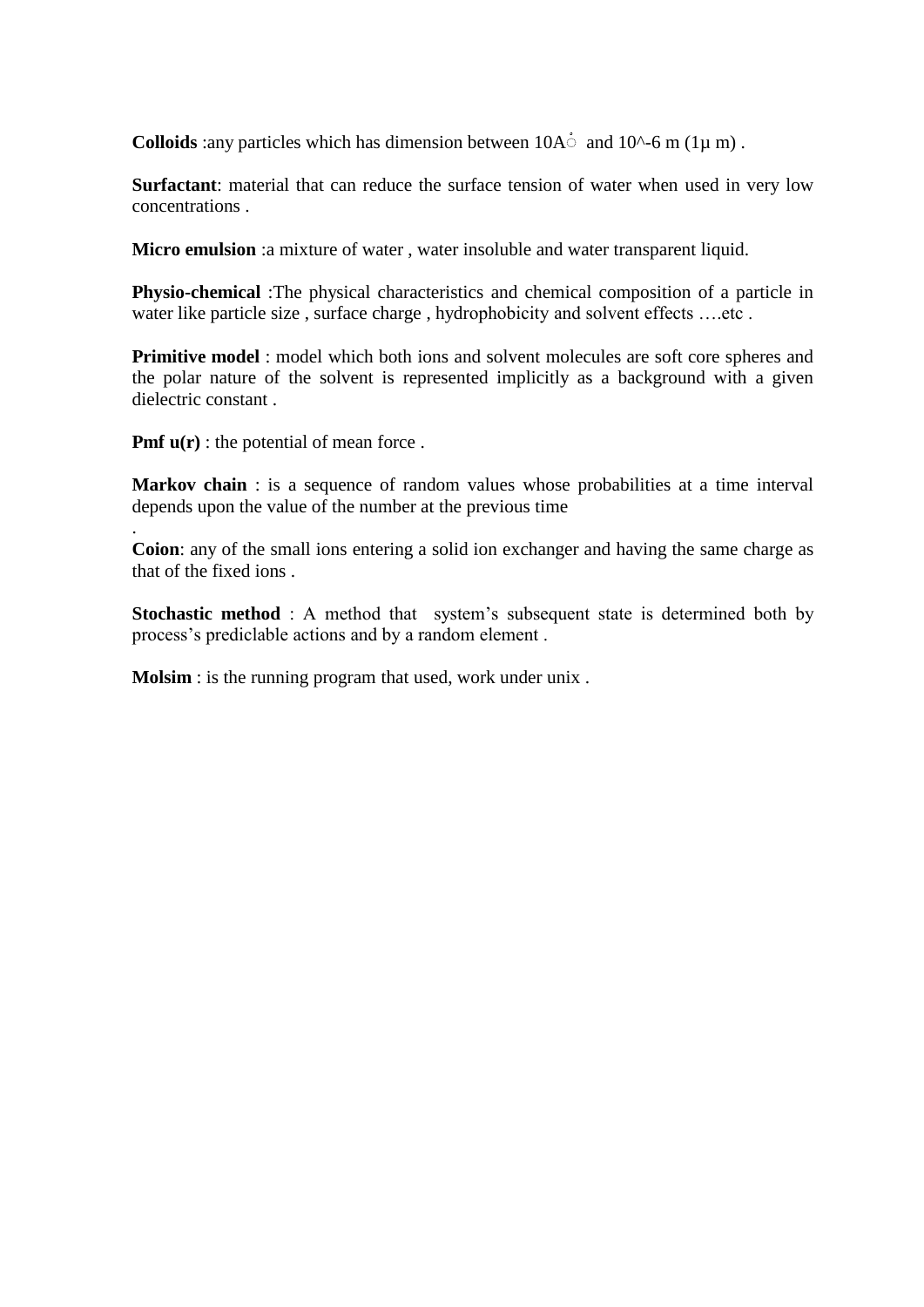**Colloids** :any particles which has dimension between 10Å and $10^{-6}$ m (1μ m) .

**Surfactant**: material that can reduce the surface tension of water when used in very low concentrations .

**Micro emulsion** :a mixture of water , water insoluble and water transparent liquid.

**Physio-chemical** :The physical characteristics and chemical composition of a particle in water like particle size , surface charge , hydrophobicity and solvent effects ….etc .

**Primitive model** : model which both ions and solvent molecules are soft core spheres and the polar nature of the solvent is represented implicitly as a background with a given dielectric constant .

**Pmf u(r)** : the potential of mean force .

**Markov chain** : is a sequence of random values whose probabilities at a time interval depends upon the value of the number at the previous time

.

**Coion**: any of the small ions entering a solid ion exchanger and having the same charge as that of the fixed ions .

**Stochastic method** : A method that system's subsequent state is determined both by process's prediclable actions and by a random element .

**Molsim** : is the running program that used, work under unix .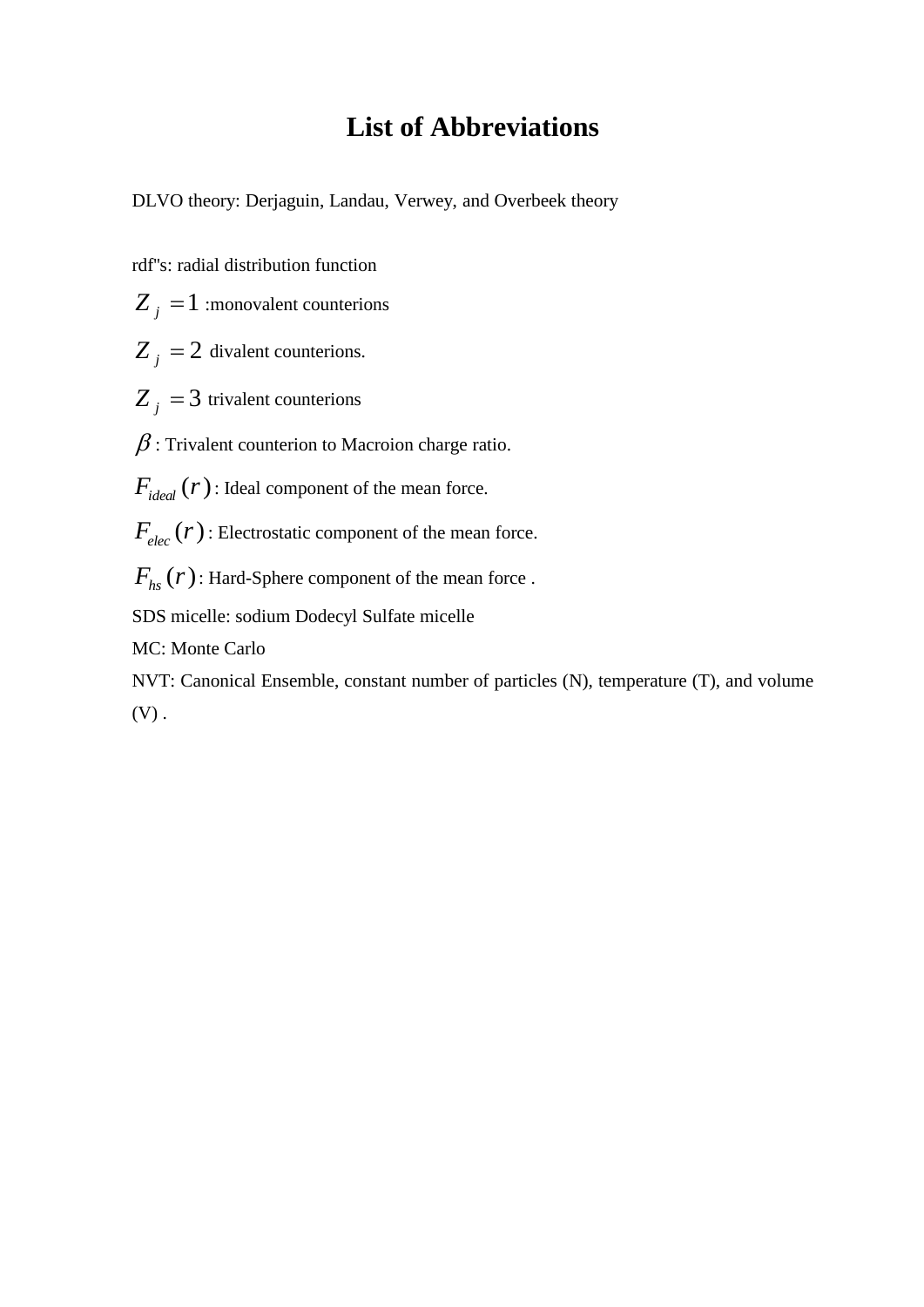# List of Abbreviations

DLVO theory: Derjaguin, Landau, Verwey, and Overbeek theory

rdf"s: radial distribution function

$Z_j = 1$ :monovalent counterions

$Z_j = 2$ divalent counterions.

$Z_j = 3$ trivalent counterions

$\beta$ : Trivalent counterion to Macroion charge ratio.

$F_{ideal}(r)$ : Ideal component of the mean force.

$F_{elec}(r)$ : Electrostatic component of the mean force.

$F_{hs}(r)$ : Hard-Sphere component of the mean force .

SDS micelle: sodium Dodecyl Sulfate micelle

MC: Monte Carlo

NVT: Canonical Ensemble, constant number of particles (N), temperature (T), and volume (V) .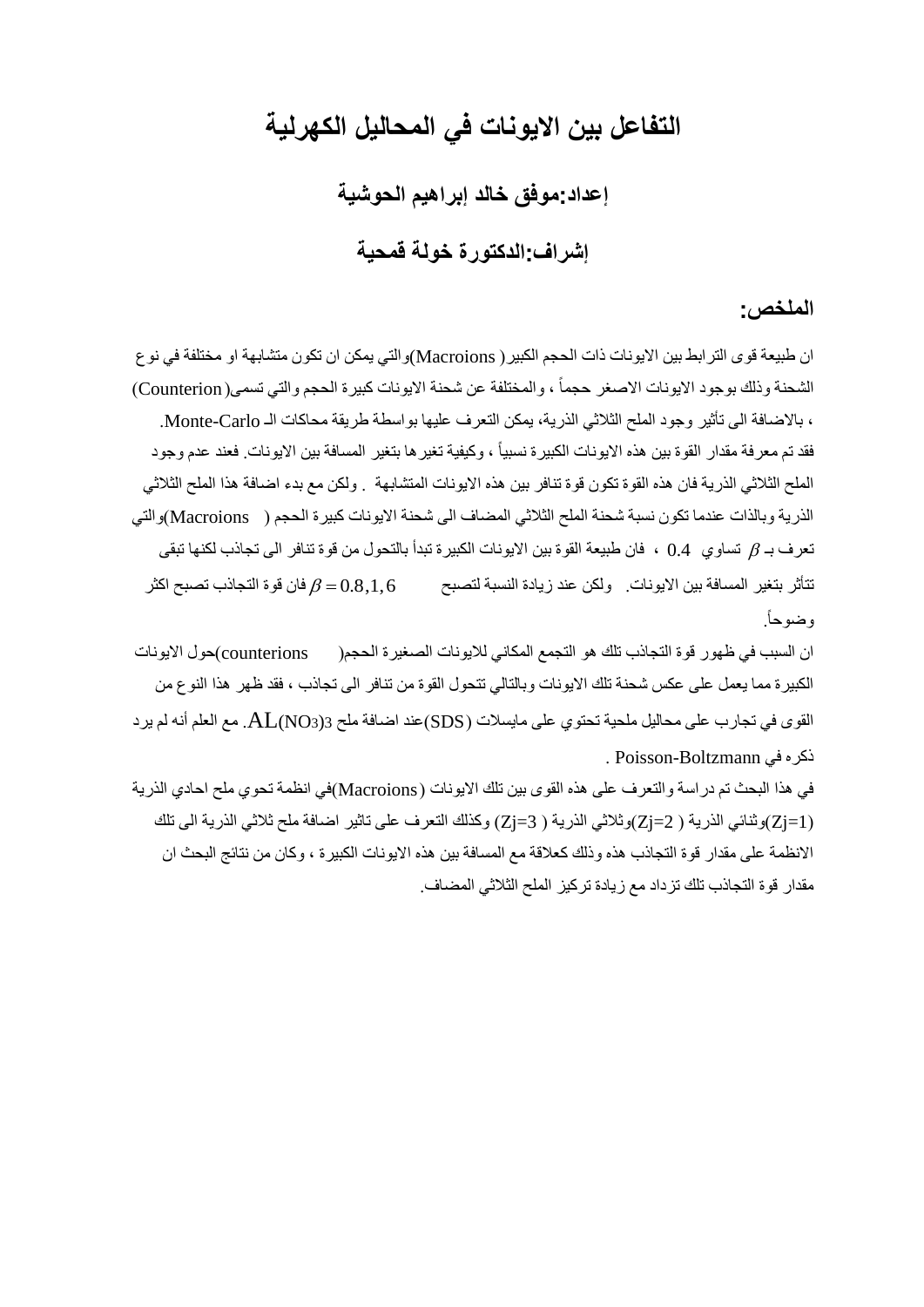# التفاعل بين الايونات في المحاليل الكهرلية

## إعداد:موفق خالد إبراهيم الحوشية

## إشراف:الدكتورة خولة قمحية

### الملخص:

ان طبيعة قوى الترابط بين الايونات ذات الحجم الكبير( Macroions)والتي يمكن ان تكون متشابهة او مختلفة في نوع الشحنة وذلك بوجود الايونات الاصغر حجماً ، والمختلفة عن شحنة الايونات كبيرة الحجم والتي تسمى(Counterion) ، بالاضافة الى تأثير وجود الملح الثلاثي الذرية، يمكن التعرف عليها بواسطة طريقة محاكات الـ Monte-Carlo. فقد تم معرفة مقدار القوة بين هذه الايونات الكبيرة نسبياً ، وكيفية تغيرها بتغير المسافة بين الايونات. فعند عدم وجود الملح الثلاثي الذرية فان هذه القوة تكون قوة تنافر بين هذه الايونات المتشابهة . ولكن مع بدء اضافة هذا الملح الثلاثي الذرية وبالذات عندما تكون نسبة شحنة الملح الثلاثي المضاف الى شحنة الايونات كبيرة الحجم ( Macroions)والتي تعرف بـ $\beta$ تساوي 0.4 ، فان طبيعة القوة بين الايونات الكبيرة تبدأ بالتحول من قوة تنافر الى تجاذب لكنها تبقى تتأثر بتغير المسافة بين الايونات. ولكن عند زيادة النسبة لتصبح $\beta = 0.8, 1, 6$ فان قوة التجاذب تصبح اكثر وضوحاً.

ان السبب في ظهور قوة التجاذب تلك هو التجمع المكاني للايونات الصغيرة الحجم( counterions)حول الايونات الكبيرة مما يعمل على عكس شحنة تلك الايونات وبالتالي تتحول القوة من تنافر الى تجاذب ، فقد ظهر هذا النوع من القوى في تجارب على محاليل ملحية تحتوي على مايسلات (SDS)عند اضافة ملح $AL(NO_3)_3$. مع العلم أنه لم يرد ذكره في Poisson-Boltzmann .

في هذا البحث تم دراسة والتعرف على هذه القوى بين تلك الايونات (Macroions)في انظمة تحوي ملح احادي الذرية (Zj=1)وثنائي الذرية ( Zj=2)وثلاثي الذرية ( Zj=3) وكذلك التعرف على تاثير اضافة ملح ثلاثي الذرية الى تلك الانظمة على مقدار قوة التجاذب هذه وذلك كعلاقة مع المسافة بين هذه الايونات الكبيرة ، وكان من نتائج البحث ان مقدار قوة التجاذب تلك تزداد مع زيادة تركيز الملح الثلاثي المضاف.